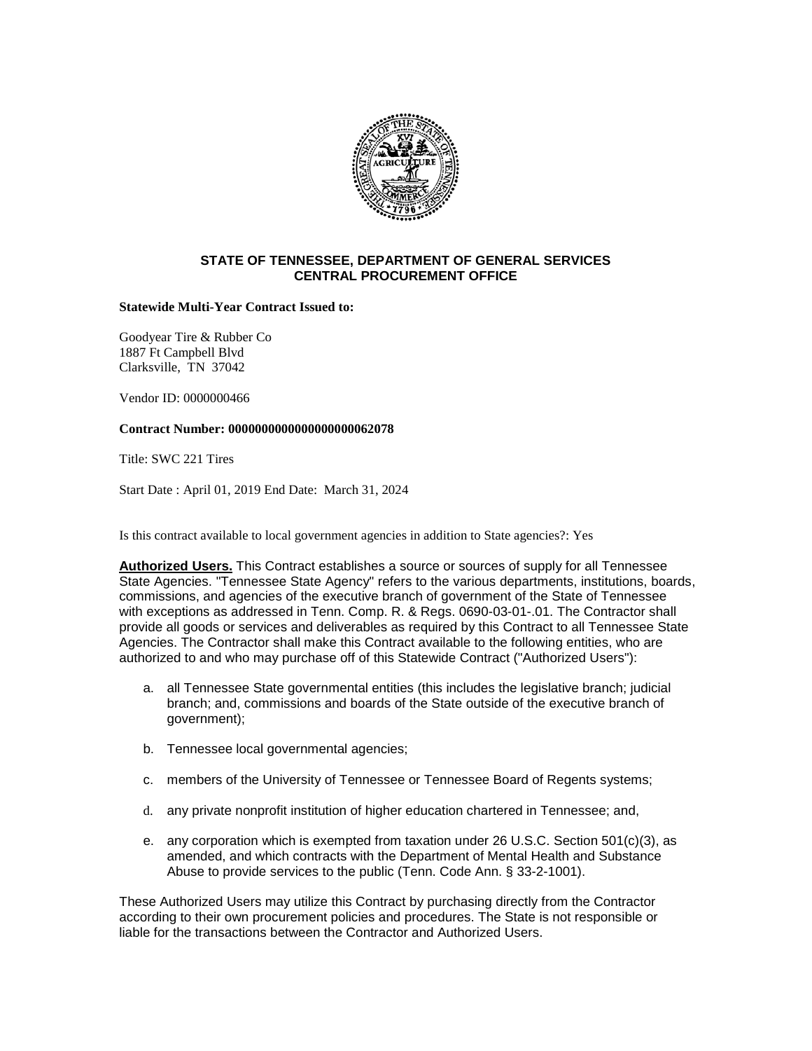## STATE OF TENNESSEE, DEPARTMENT OF GENERAL SERVICES
## CENTRAL PROCUREMENT OFFICE

**Statewide Multi-Year Contract Issued to:**

Goodyear Tire & Rubber Co
1887 Ft Campbell Blvd
Clarksville, TN 37042

Vendor ID: 0000000466

**Contract Number: 0000000000000000000062078**

Title: SWC 221 Tires

Start Date : April 01, 2019 End Date: March 31, 2024

Is this contract available to local government agencies in addition to State agencies?: Yes

**Authorized Users.** This Contract establishes a source or sources of supply for all Tennessee State Agencies. "Tennessee State Agency" refers to the various departments, institutions, boards, commissions, and agencies of the executive branch of government of the State of Tennessee with exceptions as addressed in Tenn. Comp. R. & Regs. 0690-03-01-.01. The Contractor shall provide all goods or services and deliverables as required by this Contract to all Tennessee State Agencies. The Contractor shall make this Contract available to the following entities, who are authorized to and who may purchase off of this Statewide Contract ("Authorized Users"):

a. all Tennessee State governmental entities (this includes the legislative branch; judicial branch; and, commissions and boards of the State outside of the executive branch of government);

b. Tennessee local governmental agencies;

c. members of the University of Tennessee or Tennessee Board of Regents systems;

d. any private nonprofit institution of higher education chartered in Tennessee; and,

e. any corporation which is exempted from taxation under 26 U.S.C. Section 501(c)(3), as amended, and which contracts with the Department of Mental Health and Substance Abuse to provide services to the public (Tenn. Code Ann. § 33-2-1001).

These Authorized Users may utilize this Contract by purchasing directly from the Contractor according to their own procurement policies and procedures. The State is not responsible or liable for the transactions between the Contractor and Authorized Users.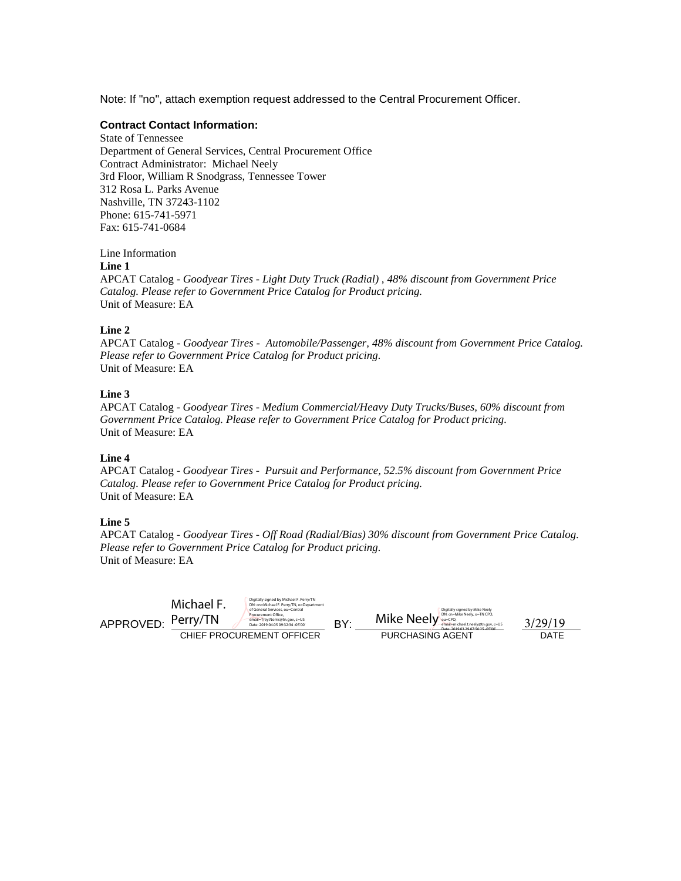Note: If "no", attach exemption request addressed to the Central Procurement Officer.

**Contract Contact Information:**

State of Tennessee
Department of General Services, Central Procurement Office
Contract Administrator: Michael Neely
3rd Floor, William R Snodgrass, Tennessee Tower
312 Rosa L. Parks Avenue
Nashville, TN 37243-1102
Phone: 615-741-5971
Fax: 615-741-0684

Line Information

**Line 1**
APCAT Catalog - *Goodyear Tires - Light Duty Truck (Radial) , 48% discount from Government Price Catalog. Please refer to Government Price Catalog for Product pricing.*
Unit of Measure: EA

**Line 2**
APCAT Catalog - *Goodyear Tires - Automobile/Passenger, 48% discount from Government Price Catalog. Please refer to Government Price Catalog for Product pricing.*
Unit of Measure: EA

**Line 3**
APCAT Catalog - *Goodyear Tires - Medium Commercial/Heavy Duty Trucks/Buses, 60% discount from Government Price Catalog. Please refer to Government Price Catalog for Product pricing.*
Unit of Measure: EA

**Line 4**
APCAT Catalog - *Goodyear Tires - Pursuit and Performance, 52.5% discount from Government Price Catalog. Please refer to Government Price Catalog for Product pricing.*
Unit of Measure: EA

**Line 5**
APCAT Catalog - *Goodyear Tires - Off Road (Radial/Bias) 30% discount from Government Price Catalog. Please refer to Government Price Catalog for Product pricing.*
Unit of Measure: EA

APPROVED: Michael F. Perry/TN (Digitally signed by Michael F. Perry/TN DN: cn=Michael F. Perry/TN, o=Department of General Services, ou=Central Procurement Office, email=Trey.Norris@tn.gov, c=US Date: 2019.04.05 09:32:34 -05'00')
CHIEF PROCUREMENT OFFICER

BY: Mike Neely (Digitally signed by Mike Neely DN: cn=Mike Neely, o=TN CPO, ou=CPO, email=michael.t.neely@tn.gov, c=US Date: 2019.03.29 07:36:25 -05'00')
PURCHASING AGENT

3/29/19
DATE